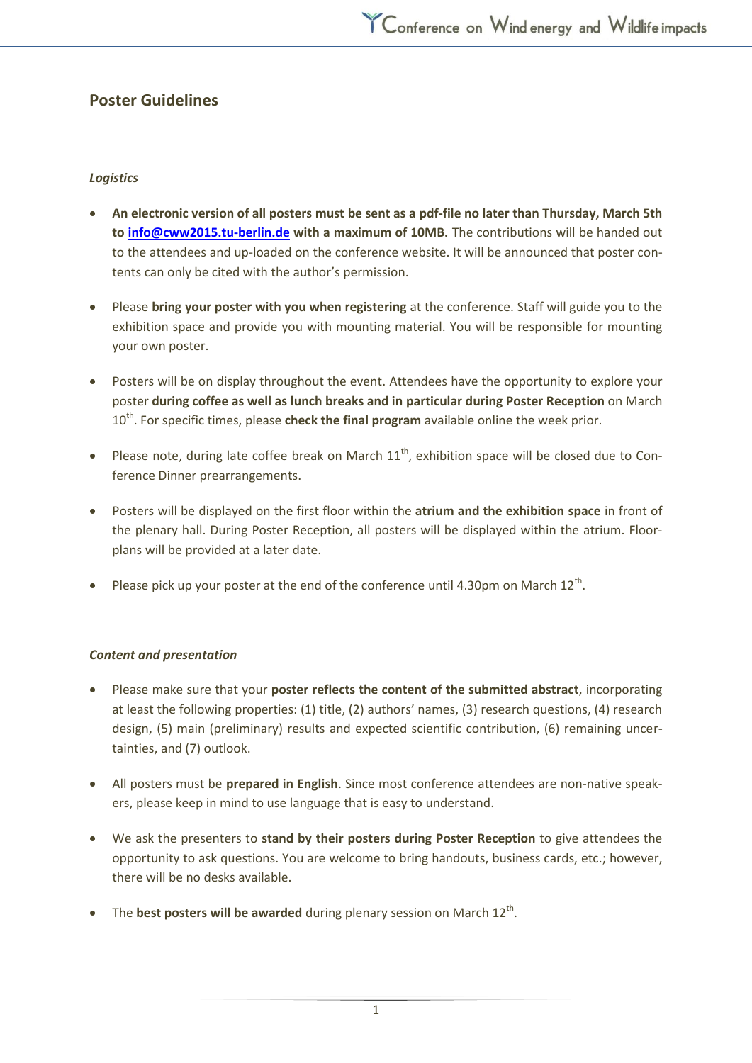## Poster Guidelines

### *Logistics*

- **An electronic version of all posters must be sent as a pdf-file** **no later than Thursday, March 5th to [info@cww2015.tu-berlin.de](mailto:info@cww2015.tu-berlin.de) with a maximum of 10MB.** The contributions will be handed out to the attendees and up-loaded on the conference website. It will be announced that poster contents can only be cited with the author's permission.

- Please **bring your poster with you when registering** at the conference. Staff will guide you to the exhibition space and provide you with mounting material. You will be responsible for mounting your own poster.

- Posters will be on display throughout the event. Attendees have the opportunity to explore your poster **during coffee as well as lunch breaks and in particular during Poster Reception** on March 10th. For specific times, please **check the final program** available online the week prior.

- Please note, during late coffee break on March 11th, exhibition space will be closed due to Conference Dinner prearrangements.

- Posters will be displayed on the first floor within the **atrium and the exhibition space** in front of the plenary hall. During Poster Reception, all posters will be displayed within the atrium. Floorplans will be provided at a later date.

- Please pick up your poster at the end of the conference until 4.30pm on March 12th.

### *Content and presentation*

- Please make sure that your **poster reflects the content of the submitted abstract**, incorporating at least the following properties: (1) title, (2) authors' names, (3) research questions, (4) research design, (5) main (preliminary) results and expected scientific contribution, (6) remaining uncertainties, and (7) outlook.

- All posters must be **prepared in English**. Since most conference attendees are non-native speakers, please keep in mind to use language that is easy to understand.

- We ask the presenters to **stand by their posters during Poster Reception** to give attendees the opportunity to ask questions. You are welcome to bring handouts, business cards, etc.; however, there will be no desks available.

- The **best posters will be awarded** during plenary session on March 12th.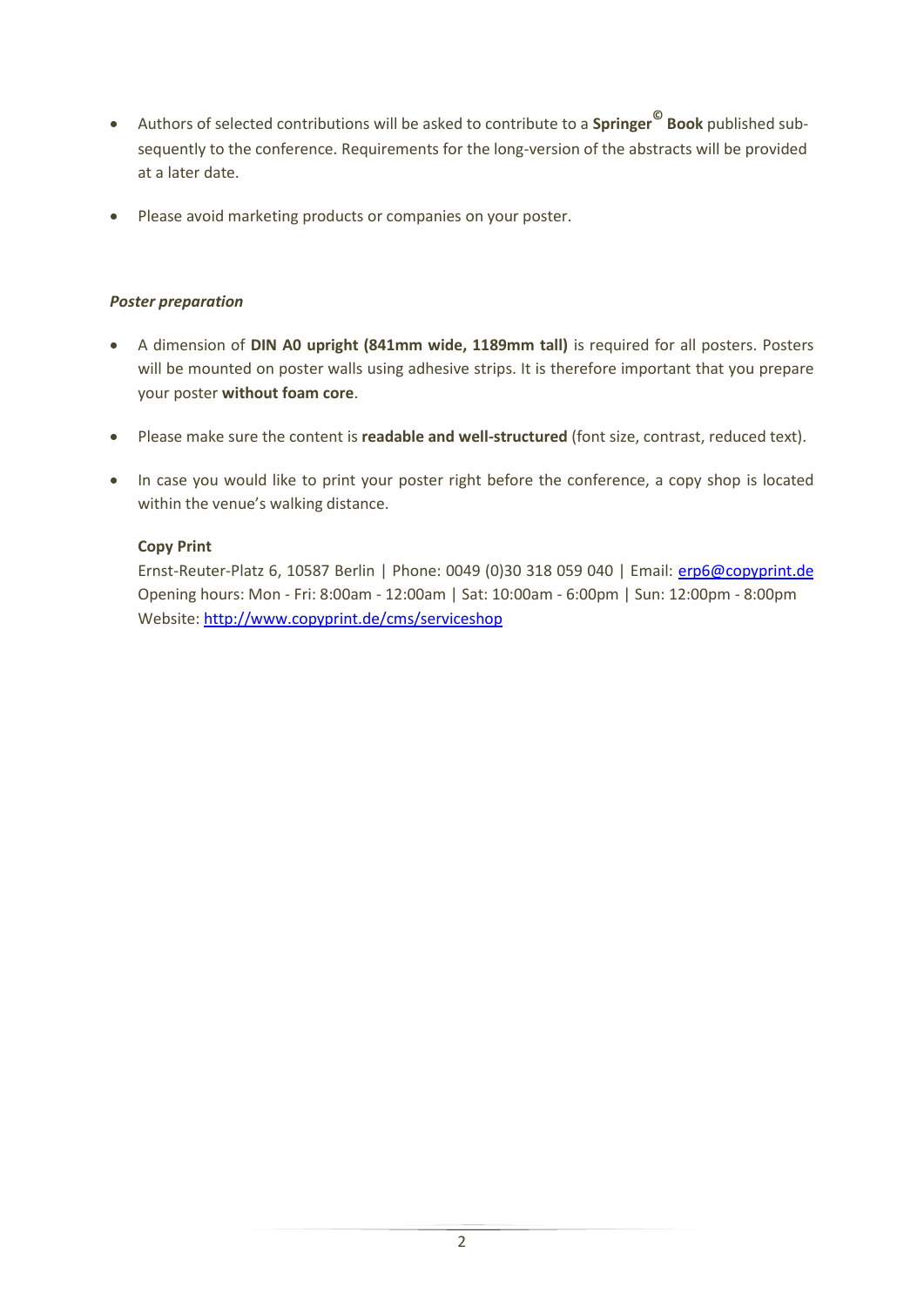- Authors of selected contributions will be asked to contribute to a **Springer© Book** published subsequently to the conference. Requirements for the long-version of the abstracts will be provided at a later date.

- Please avoid marketing products or companies on your poster.

***Poster preparation***

- A dimension of **DIN A0 upright (841mm wide, 1189mm tall)** is required for all posters. Posters will be mounted on poster walls using adhesive strips. It is therefore important that you prepare your poster **without foam core**.

- Please make sure the content is **readable and well-structured** (font size, contrast, reduced text).

- In case you would like to print your poster right before the conference, a copy shop is located within the venue's walking distance.

  **Copy Print**
  Ernst-Reuter-Platz 6, 10587 Berlin | Phone: 0049 (0)30 318 059 040 | Email: erp6@copyprint.de
  Opening hours: Mon - Fri: 8:00am - 12:00am | Sat: 10:00am - 6:00pm | Sun: 12:00pm - 8:00pm
  Website: http://www.copyprint.de/cms/serviceshop